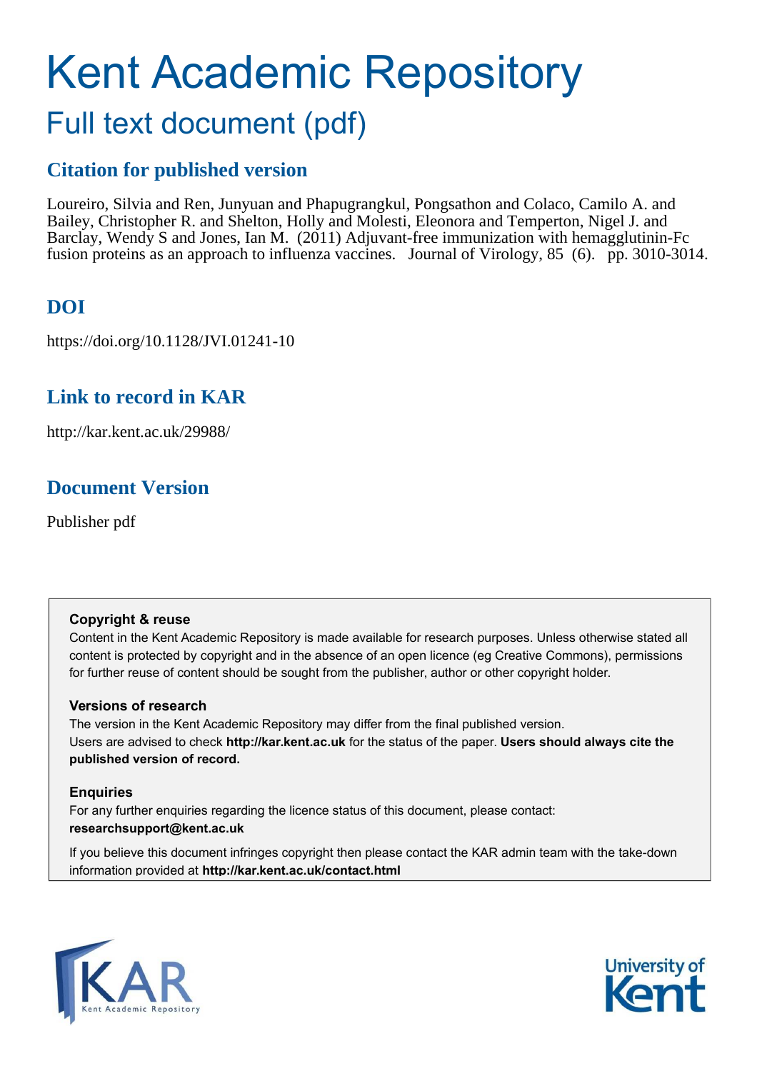# Kent Academic Repository

## Full text document (pdf)

### Citation for published version

Loureiro, Silvia and Ren, Junyuan and Phapugrangkul, Pongsathon and Colaco, Camilo A. and Bailey, Christopher R. and Shelton, Holly and Molesti, Eleonora and Temperton, Nigel J. and Barclay, Wendy S and Jones, Ian M. (2011) Adjuvant-free immunization with hemagglutinin-Fc fusion proteins as an approach to influenza vaccines. Journal of Virology, 85 (6). pp. 3010-3014.

### DOI

https://doi.org/10.1128/JVI.01241-10

### Link to record in KAR

http://kar.kent.ac.uk/29988/

### Document Version

Publisher pdf

**Copyright & reuse**

Content in the Kent Academic Repository is made available for research purposes. Unless otherwise stated all content is protected by copyright and in the absence of an open licence (eg Creative Commons), permissions for further reuse of content should be sought from the publisher, author or other copyright holder.

**Versions of research**

The version in the Kent Academic Repository may differ from the final published version. Users are advised to check **http://kar.kent.ac.uk** for the status of the paper. **Users should always cite the published version of record.**

**Enquiries**

For any further enquiries regarding the licence status of this document, please contact: **researchsupport@kent.ac.uk**

If you believe this document infringes copyright then please contact the KAR admin team with the take-down information provided at **http://kar.kent.ac.uk/contact.html**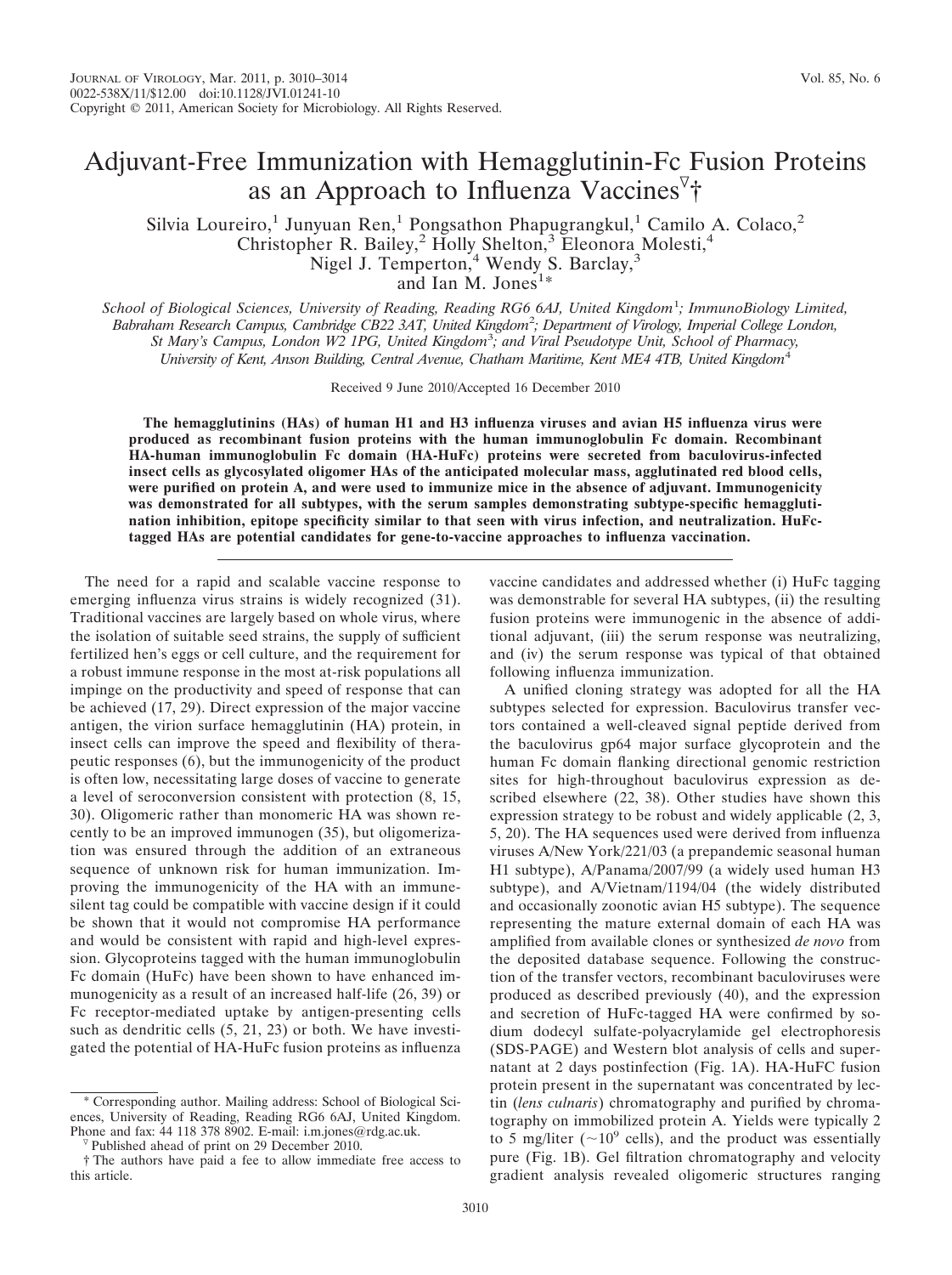# Adjuvant-Free Immunization with Hemagglutinin-Fc Fusion Proteins as an Approach to Influenza Vaccines▽†

Silvia Loureiro,[1] Junyuan Ren,[1] Pongsathon Phapugrangkul,[1] Camilo A. Colaco,[2] Christopher R. Bailey,[2] Holly Shelton,[3] Eleonora Molesti,[4] Nigel J. Temperton,[4] Wendy S. Barclay,[3] and Ian M. Jones[1]*

*School of Biological Sciences, University of Reading, Reading RG6 6AJ, United Kingdom[1]; ImmunoBiology Limited, Babraham Research Campus, Cambridge CB22 3AT, United Kingdom[2]; Department of Virology, Imperial College London, St Mary's Campus, London W2 1PG, United Kingdom[3]; and Viral Pseudotype Unit, School of Pharmacy, University of Kent, Anson Building, Central Avenue, Chatham Maritime, Kent ME4 4TB, United Kingdom[4]*

Received 9 June 2010/Accepted 16 December 2010

**The hemagglutinins (HAs) of human H1 and H3 influenza viruses and avian H5 influenza virus were produced as recombinant fusion proteins with the human immunoglobulin Fc domain. Recombinant HA-human immunoglobulin Fc domain (HA-HuFc) proteins were secreted from baculovirus-infected insect cells as glycosylated oligomer HAs of the anticipated molecular mass, agglutinated red blood cells, were purified on protein A, and were used to immunize mice in the absence of adjuvant. Immunogenicity was demonstrated for all subtypes, with the serum samples demonstrating subtype-specific hemagglutination inhibition, epitope specificity similar to that seen with virus infection, and neutralization. HuFc-tagged HAs are potential candidates for gene-to-vaccine approaches to influenza vaccination.**

The need for a rapid and scalable vaccine response to emerging influenza virus strains is widely recognized (31). Traditional vaccines are largely based on whole virus, where the isolation of suitable seed strains, the supply of sufficient fertilized hen's eggs or cell culture, and the requirement for a robust immune response in the most at-risk populations all impinge on the productivity and speed of response that can be achieved (17, 29). Direct expression of the major vaccine antigen, the virion surface hemagglutinin (HA) protein, in insect cells can improve the speed and flexibility of therapeutic responses (6), but the immunogenicity of the product is often low, necessitating large doses of vaccine to generate a level of seroconversion consistent with protection (8, 15, 30). Oligomeric rather than monomeric HA was shown recently to be an improved immunogen (35), but oligomerization was ensured through the addition of an extraneous sequence of unknown risk for human immunization. Improving the immunogenicity of the HA with an immune-silent tag could be compatible with vaccine design if it could be shown that it would not compromise HA performance and would be consistent with rapid and high-level expression. Glycoproteins tagged with the human immunoglobulin Fc domain (HuFc) have been shown to have enhanced immunogenicity as a result of an increased half-life (26, 39) or Fc receptor-mediated uptake by antigen-presenting cells such as dendritic cells (5, 21, 23) or both. We have investigated the potential of HA-HuFc fusion proteins as influenza vaccine candidates and addressed whether (i) HuFc tagging was demonstrable for several HA subtypes, (ii) the resulting fusion proteins were immunogenic in the absence of additional adjuvant, (iii) the serum response was neutralizing, and (iv) the serum response was typical of that obtained following influenza immunization.

A unified cloning strategy was adopted for all the HA subtypes selected for expression. Baculovirus transfer vectors contained a well-cleaved signal peptide derived from the baculovirus gp64 major surface glycoprotein and the human Fc domain flanking directional genomic restriction sites for high-throughout baculovirus expression as described elsewhere (22, 38). Other studies have shown this expression strategy to be robust and widely applicable (2, 3, 5, 20). The HA sequences used were derived from influenza viruses A/New York/221/03 (a prepandemic seasonal human H1 subtype), A/Panama/2007/99 (a widely used human H3 subtype), and A/Vietnam/1194/04 (the widely distributed and occasionally zoonotic avian H5 subtype). The sequence representing the mature external domain of each HA was amplified from available clones or synthesized *de novo* from the deposited database sequence. Following the construction of the transfer vectors, recombinant baculoviruses were produced as described previously (40), and the expression and secretion of HuFc-tagged HA were confirmed by sodium dodecyl sulfate-polyacrylamide gel electrophoresis (SDS-PAGE) and Western blot analysis of cells and supernatant at 2 days postinfection (Fig. 1A). HA-HuFC fusion protein present in the supernatant was concentrated by lectin (*lens culnaris*) chromatography and purified by chromatography on immobilized protein A. Yields were typically 2 to 5 mg/liter (~$10^9$ cells), and the product was essentially pure (Fig. 1B). Gel filtration chromatography and velocity gradient analysis revealed oligomeric structures ranging

---

\* Corresponding author. Mailing address: School of Biological Sciences, University of Reading, Reading RG6 6AJ, United Kingdom. Phone and fax: 44 118 378 8902. E-mail: i.m.jones@rdg.ac.uk.

▽ Published ahead of print on 29 December 2010.

† The authors have paid a fee to allow immediate free access to this article.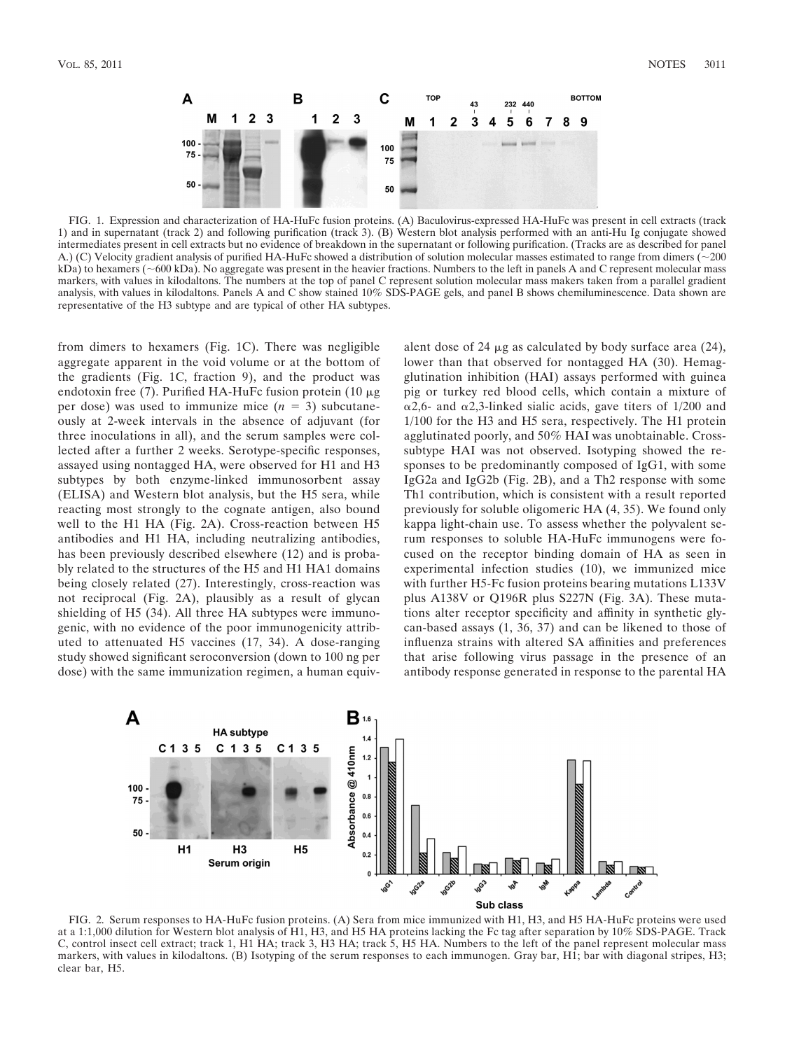FIG. 1. Expression and characterization of HA-HuFc fusion proteins. (A) Baculovirus-expressed HA-HuFc was present in cell extracts (track 1) and in supernatant (track 2) and following purification (track 3). (B) Western blot analysis performed with an anti-Hu Ig conjugate showed intermediates present in cell extracts but no evidence of breakdown in the supernatant or following purification. (Tracks are as described for panel A.) (C) Velocity gradient analysis of purified HA-HuFc showed a distribution of solution molecular masses estimated to range from dimers (~200 kDa) to hexamers (~600 kDa). No aggregate was present in the heavier fractions. Numbers to the left in panels A and C represent molecular mass markers, with values in kilodaltons. The numbers at the top of panel C represent solution molecular mass makers taken from a parallel gradient analysis, with values in kilodaltons. Panels A and C show stained 10% SDS-PAGE gels, and panel B shows chemiluminescence. Data shown are representative of the H3 subtype and are typical of other HA subtypes.

from dimers to hexamers (Fig. 1C). There was negligible aggregate apparent in the void volume or at the bottom of the gradients (Fig. 1C, fraction 9), and the product was endotoxin free (7). Purified HA-HuFc fusion protein (10 μg per dose) was used to immunize mice ($n = 3$) subcutaneously at 2-week intervals in the absence of adjuvant (for three inoculations in all), and the serum samples were collected after a further 2 weeks. Serotype-specific responses, assayed using nontagged HA, were observed for H1 and H3 subtypes by both enzyme-linked immunosorbent assay (ELISA) and Western blot analysis, but the H5 sera, while reacting most strongly to the cognate antigen, also bound well to the H1 HA (Fig. 2A). Cross-reaction between H5 antibodies and H1 HA, including neutralizing antibodies, has been previously described elsewhere (12) and is probably related to the structures of the H5 and H1 HA1 domains being closely related (27). Interestingly, cross-reaction was not reciprocal (Fig. 2A), plausibly as a result of glycan shielding of H5 (34). All three HA subtypes were immunogenic, with no evidence of the poor immunogenicity attributed to attenuated H5 vaccines (17, 34). A dose-ranging study showed significant seroconversion (down to 100 ng per dose) with the same immunization regimen, a human equivalent dose of 24 μg as calculated by body surface area (24), lower than that observed for nontagged HA (30). Hemagglutination inhibition (HAI) assays performed with guinea pig or turkey red blood cells, which contain a mixture of α2,6- and α2,3-linked sialic acids, gave titers of 1/200 and 1/100 for the H3 and H5 sera, respectively. The H1 protein agglutinated poorly, and 50% HAI was unobtainable. Cross-subtype HAI was not observed. Isotyping showed the responses to be predominantly composed of IgG1, with some IgG2a and IgG2b (Fig. 2B), and a Th2 response with some Th1 contribution, which is consistent with a result reported previously for soluble oligomeric HA (4, 35). We found only kappa light-chain use. To assess whether the polyvalent serum responses to soluble HA-HuFc immunogens were focused on the receptor binding domain of HA as seen in experimental infection studies (10), we immunized mice with further H5-Fc fusion proteins bearing mutations L133V plus A138V or Q196R plus S227N (Fig. 3A). These mutations alter receptor specificity and affinity in synthetic glycan-based assays (1, 36, 37) and can be likened to those of influenza strains with altered SA affinities and preferences that arise following virus passage in the presence of an antibody response generated in response to the parental HA

FIG. 2. Serum responses to HA-HuFc fusion proteins. (A) Sera from mice immunized with H1, H3, and H5 HA-HuFc proteins were used at a 1:1,000 dilution for Western blot analysis of H1, H3, and H5 HA proteins lacking the Fc tag after separation by 10% SDS-PAGE. Track C, control insect cell extract; track 1, H1 HA; track 3, H3 HA; track 5, H5 HA. Numbers to the left of the panel represent molecular mass markers, with values in kilodaltons. (B) Isotyping of the serum responses to each immunogen. Gray bar, H1; bar with diagonal stripes, H3; clear bar, H5.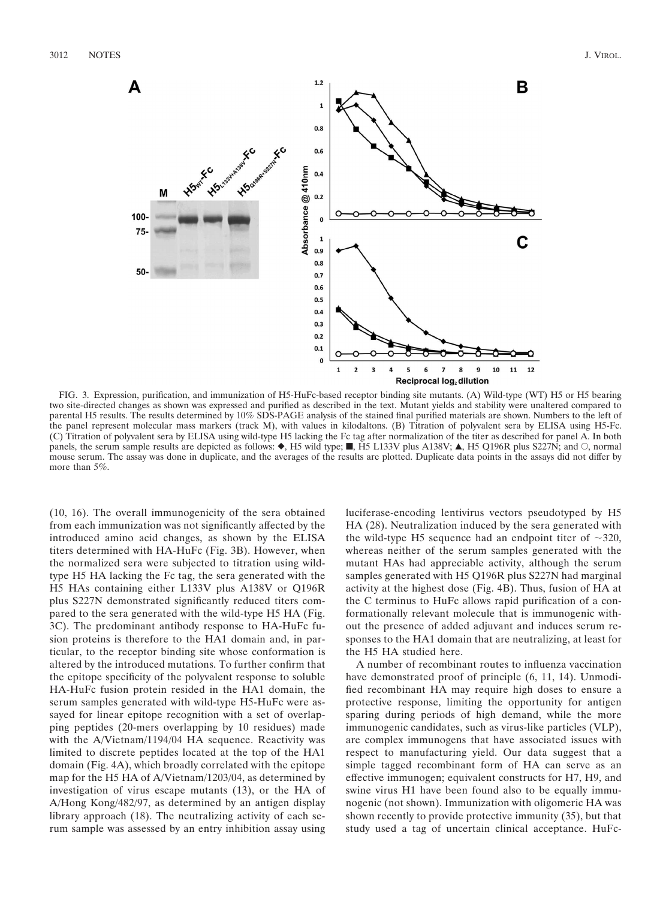FIG. 3. Expression, purification, and immunization of H5-HuFc-based receptor binding site mutants. (A) Wild-type (WT) H5 or H5 bearing two site-directed changes as shown was expressed and purified as described in the text. Mutant yields and stability were unaltered compared to parental H5 results. The results determined by 10% SDS-PAGE analysis of the stained final purified materials are shown. Numbers to the left of the panel represent molecular mass markers (track M), with values in kilodaltons. (B) Titration of polyvalent sera by ELISA using H5-Fc. (C) Titration of polyvalent sera by ELISA using wild-type H5 lacking the Fc tag after normalization of the titer as described for panel A. In both panels, the serum sample results are depicted as follows: ◆, H5 wild type; ■, H5 L133V plus A138V; ▲, H5 Q196R plus S227N; and ○, normal mouse serum. The assay was done in duplicate, and the averages of the results are plotted. Duplicate data points in the assays did not differ by more than 5%.

(10, 16). The overall immunogenicity of the sera obtained from each immunization was not significantly affected by the introduced amino acid changes, as shown by the ELISA titers determined with HA-HuFc (Fig. 3B). However, when the normalized sera were subjected to titration using wild-type H5 HA lacking the Fc tag, the sera generated with the H5 HAs containing either L133V plus A138V or Q196R plus S227N demonstrated significantly reduced titers compared to the sera generated with the wild-type H5 HA (Fig. 3C). The predominant antibody response to HA-HuFc fusion proteins is therefore to the HA1 domain and, in particular, to the receptor binding site whose conformation is altered by the introduced mutations. To further confirm that the epitope specificity of the polyvalent response to soluble HA-HuFc fusion protein resided in the HA1 domain, the serum samples generated with wild-type H5-HuFc were assayed for linear epitope recognition with a set of overlapping peptides (20-mers overlapping by 10 residues) made with the A/Vietnam/1194/04 HA sequence. Reactivity was limited to discrete peptides located at the top of the HA1 domain (Fig. 4A), which broadly correlated with the epitope map for the H5 HA of A/Vietnam/1203/04, as determined by investigation of virus escape mutants (13), or the HA of A/Hong Kong/482/97, as determined by an antigen display library approach (18). The neutralizing activity of each serum sample was assessed by an entry inhibition assay using luciferase-encoding lentivirus vectors pseudotyped by H5 HA (28). Neutralization induced by the sera generated with the wild-type H5 sequence had an endpoint titer of ~320, whereas neither of the serum samples generated with the mutant HAs had appreciable activity, although the serum samples generated with H5 Q196R plus S227N had marginal activity at the highest dose (Fig. 4B). Thus, fusion of HA at the C terminus to HuFc allows rapid purification of a conformationally relevant molecule that is immunogenic without the presence of added adjuvant and induces serum responses to the HA1 domain that are neutralizing, at least for the H5 HA studied here.

A number of recombinant routes to influenza vaccination have demonstrated proof of principle (6, 11, 14). Unmodified recombinant HA may require high doses to ensure a protective response, limiting the opportunity for antigen sparing during periods of high demand, while the more immunogenic candidates, such as virus-like particles (VLP), are complex immunogens that have associated issues with respect to manufacturing yield. Our data suggest that a simple tagged recombinant form of HA can serve as an effective immunogen; equivalent constructs for H7, H9, and swine virus H1 have been found also to be equally immunogenic (not shown). Immunization with oligomeric HA was shown recently to provide protective immunity (35), but that study used a tag of uncertain clinical acceptance. HuFc-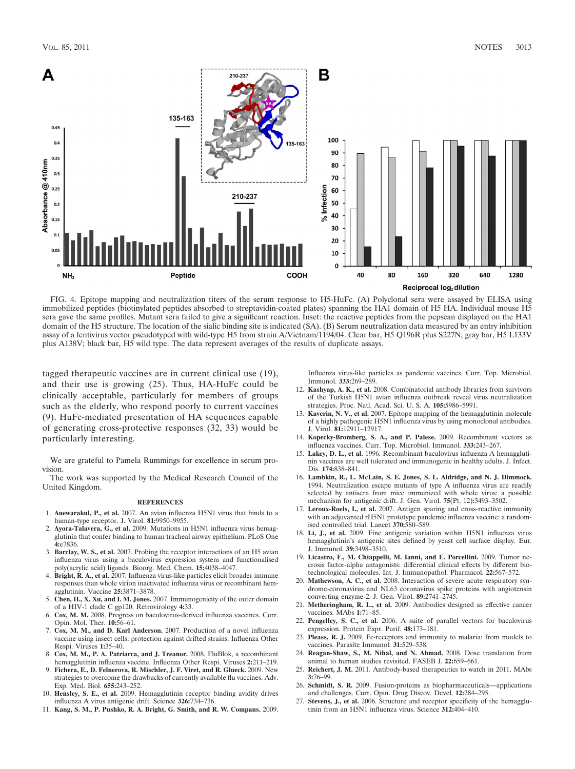FIG. 4. Epitope mapping and neutralization titers of the serum response to H5-HuFc. (A) Polyclonal sera were assayed by ELISA using immobilized peptides (biotinylated peptides absorbed to streptavidin-coated plates) spanning the HA1 domain of H5 HA. Individual mouse H5 sera gave the same profiles. Mutant sera failed to give a significant reaction. Inset: the reactive peptides from the pepscan displayed on the HA1 domain of the H5 structure. The location of the sialic binding site is indicated (SA). (B) Serum neutralization data measured by an entry inhibition assay of a lentivirus vector pseudotyped with wild-type H5 from strain A/Vietnam/1194/04. Clear bar, H5 Q196R plus S227N; gray bar, H5 L133V plus A138V; black bar, H5 wild type. The data represent averages of the results of duplicate assays.

tagged therapeutic vaccines are in current clinical use (19), and their use is growing (25). Thus, HA-HuFc could be clinically acceptable, particularly for members of groups such as the elderly, who respond poorly to current vaccines (9). HuFc-mediated presentation of HA sequences capable of generating cross-protective responses (32, 33) would be particularly interesting.

We are grateful to Pamela Rummings for excellence in serum provision.

The work was supported by the Medical Research Council of the United Kingdom.

## REFERENCES

1. **Auewarakul, P., et al.** 2007. An avian influenza H5N1 virus that binds to a human-type receptor. J. Virol. **81:**9950–9955.
2. **Ayora-Talavera, G., et al.** 2009. Mutations in H5N1 influenza virus hemagglutinin that confer binding to human tracheal airway epithelium. PLoS One **4:**e7836.
3. **Barclay, W. S., et al.** 2007. Probing the receptor interactions of an H5 avian influenza virus using a baculovirus expression system and functionalised poly(acrylic acid) ligands. Bioorg. Med. Chem. **15:**4038–4047.
4. **Bright, R. A., et al.** 2007. Influenza virus-like particles elicit broader immune responses than whole virion inactivated influenza virus or recombinant hemagglutinin. Vaccine **25:**3871–3878.
5. **Chen, H., X. Xu, and I. M. Jones.** 2007. Immunogenicity of the outer domain of a HIV-1 clade C gp120. Retrovirology **4:**33.
6. **Cox, M. M.** 2008. Progress on baculovirus-derived influenza vaccines. Curr. Opin. Mol. Ther. **10:**56–61.
7. **Cox, M. M., and D. Karl Anderson.** 2007. Production of a novel influenza vaccine using insect cells: protection against drifted strains. Influenza Other Respi. Viruses **1:**35–40.
8. **Cox, M. M., P. A. Patriarca, and J. Treanor.** 2008. FluBlok, a recombinant hemagglutinin influenza vaccine. Influenza Other Respi. Viruses **2:**211–219.
9. **Fichera, E., D. Felnerova, R. Mischler, J. F. Viret, and R. Glueck.** 2009. New strategies to overcome the drawbacks of currently available flu vaccines. Adv. Exp. Med. Biol. **655:**243–252.
10. **Hensley, S. E., et al.** 2009. Hemagglutinin receptor binding avidity drives influenza A virus antigenic drift. Science **326:**734–736.
11. **Kang, S. M., P. Pushko, R. A. Bright, G. Smith, and R. W. Compans.** 2009. Influenza virus-like particles as pandemic vaccines. Curr. Top. Microbiol. Immunol. **333:**269–289.
12. **Kashyap, A. K., et al.** 2008. Combinatorial antibody libraries from survivors of the Turkish H5N1 avian influenza outbreak reveal virus neutralization strategies. Proc. Natl. Acad. Sci. U. S. A. **105:**5986–5991.
13. **Kaverin, N. V., et al.** 2007. Epitope mapping of the hemagglutinin molecule of a highly pathogenic H5N1 influenza virus by using monoclonal antibodies. J. Virol. **81:**12911–12917.
14. **Kopecky-Bromberg, S. A., and P. Palese.** 2009. Recombinant vectors as influenza vaccines. Curr. Top. Microbiol. Immunol. **333:**243–267.
15. **Lakey, D. L., et al.** 1996. Recombinant baculovirus influenza A hemagglutinin vaccines are well tolerated and immunogenic in healthy adults. J. Infect. Dis. **174:**838–841.
16. **Lambkin, R., L. McLain, S. E. Jones, S. L. Aldridge, and N. J. Dimmock.** 1994. Neutralization escape mutants of type A influenza virus are readily selected by antisera from mice immunized with whole virus: a possible mechanism for antigenic drift. J. Gen. Virol. **75**(Pt. 12):3493–3502.
17. **Leroux-Roels, I., et al.** 2007. Antigen sparing and cross-reactive immunity with an adjuvanted rH5N1 prototype pandemic influenza vaccine: a randomised controlled trial. Lancet **370:**580–589.
18. **Li, J., et al.** 2009. Fine antigenic variation within H5N1 influenza virus hemagglutinin's antigenic sites defined by yeast cell surface display. Eur. J. Immunol. **39:**3498–3510.
19. **Licastro, F., M. Chiappelli, M. Ianni, and E. Porcellini.** 2009. Tumor necrosis factor-alpha antagonists: differential clinical effects by different biotechnological molecules. Int. J. Immunopathol. Pharmacol. **22:**567–572.
20. **Mathewson, A. C., et al.** 2008. Interaction of severe acute respiratory syndrome-coronavirus and NL63 coronavirus spike proteins with angiotensin converting enzyme-2. J. Gen. Virol. **89:**2741–2745.
21. **Metheringham, R. L., et al.** 2009. Antibodies designed as effective cancer vaccines. MAbs **1:**71–85.
22. **Pengelley, S. C., et al.** 2006. A suite of parallel vectors for baculovirus expression. Protein Expr. Purif. **48:**173–181.
23. **Pleass, R. J.** 2009. Fc-receptors and immunity to malaria: from models to vaccines. Parasite Immunol. **31:**529–538.
24. **Reagan-Shaw, S., M. Nihal, and N. Ahmad.** 2008. Dose translation from animal to human studies revisited. FASEB J. **22:**659–661.
25. **Reichert, J. M.** 2011. Antibody-based therapeutics to watch in 2011. MAbs **3:**76–99.
26. **Schmidt, S. R.** 2009. Fusion-proteins as biopharmaceuticals—applications and challenges. Curr. Opin. Drug Discov. Devel. **12:**284–295.
27. **Stevens, J., et al.** 2006. Structure and receptor specificity of the hemagglutinin from an H5N1 influenza virus. Science **312:**404–410.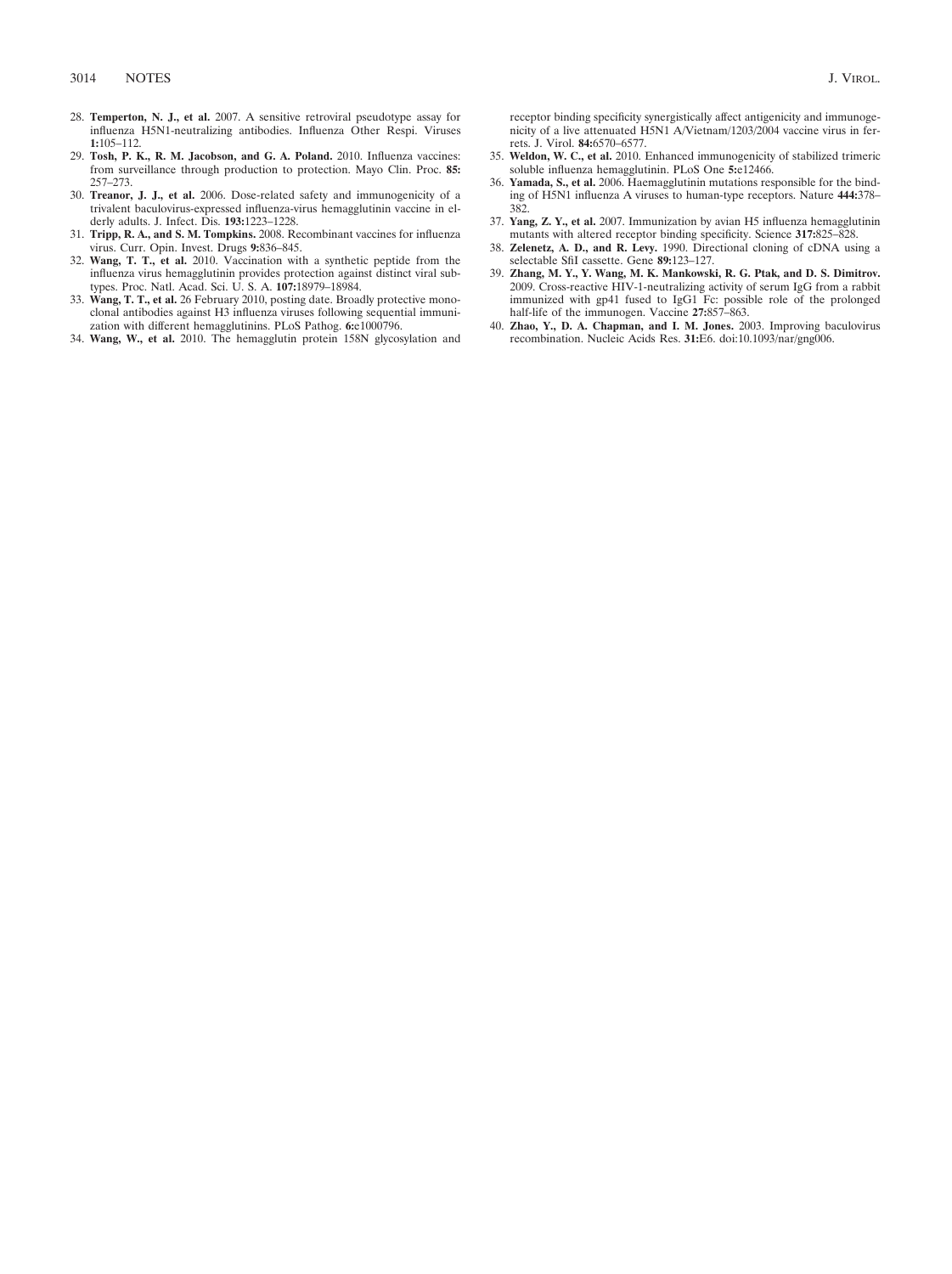28. **Temperton, N. J., et al.** 2007. A sensitive retroviral pseudotype assay for influenza H5N1-neutralizing antibodies. Influenza Other Respi. Viruses **1:**105–112.
29. **Tosh, P. K., R. M. Jacobson, and G. A. Poland.** 2010. Influenza vaccines: from surveillance through production to protection. Mayo Clin. Proc. **85:** 257–273.
30. **Treanor, J. J., et al.** 2006. Dose-related safety and immunogenicity of a trivalent baculovirus-expressed influenza-virus hemagglutinin vaccine in elderly adults. J. Infect. Dis. **193:**1223–1228.
31. **Tripp, R. A., and S. M. Tompkins.** 2008. Recombinant vaccines for influenza virus. Curr. Opin. Invest. Drugs **9:**836–845.
32. **Wang, T. T., et al.** 2010. Vaccination with a synthetic peptide from the influenza virus hemagglutinin provides protection against distinct viral subtypes. Proc. Natl. Acad. Sci. U. S. A. **107:**18979–18984.
33. **Wang, T. T., et al.** 26 February 2010, posting date. Broadly protective monoclonal antibodies against H3 influenza viruses following sequential immunization with different hemagglutinins. PLoS Pathog. **6:**e1000796.
34. **Wang, W., et al.** 2010. The hemagglutin protein 158N glycosylation and receptor binding specificity synergistically affect antigenicity and immunogenicity of a live attenuated H5N1 A/Vietnam/1203/2004 vaccine virus in ferrets. J. Virol. **84:**6570–6577.
35. **Weldon, W. C., et al.** 2010. Enhanced immunogenicity of stabilized trimeric soluble influenza hemagglutinin. PLoS One **5:**e12466.
36. **Yamada, S., et al.** 2006. Haemagglutinin mutations responsible for the binding of H5N1 influenza A viruses to human-type receptors. Nature **444:**378–382.
37. **Yang, Z. Y., et al.** 2007. Immunization by avian H5 influenza hemagglutinin mutants with altered receptor binding specificity. Science **317:**825–828.
38. **Zelenetz, A. D., and R. Levy.** 1990. Directional cloning of cDNA using a selectable SfiI cassette. Gene **89:**123–127.
39. **Zhang, M. Y., Y. Wang, M. K. Mankowski, R. G. Ptak, and D. S. Dimitrov.** 2009. Cross-reactive HIV-1-neutralizing activity of serum IgG from a rabbit immunized with gp41 fused to IgG1 Fc: possible role of the prolonged half-life of the immunogen. Vaccine **27:**857–863.
40. **Zhao, Y., D. A. Chapman, and I. M. Jones.** 2003. Improving baculovirus recombination. Nucleic Acids Res. **31:**E6. doi:10.1093/nar/gng006.